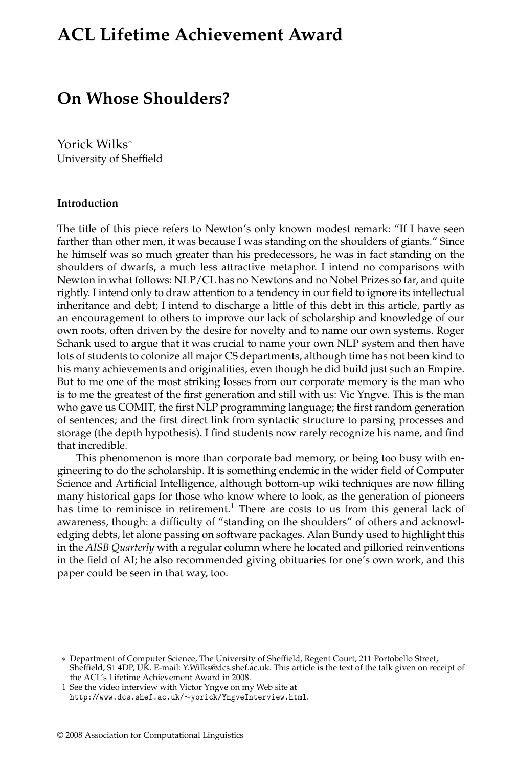# ACL Lifetime Achievement Award

# On Whose Shoulders?

Yorick Wilks*
University of Sheffield

### Introduction

The title of this piece refers to Newton's only known modest remark: "If I have seen farther than other men, it was because I was standing on the shoulders of giants." Since he himself was so much greater than his predecessors, he was in fact standing on the shoulders of dwarfs, a much less attractive metaphor. I intend no comparisons with Newton in what follows: NLP/CL has no Newtons and no Nobel Prizes so far, and quite rightly. I intend only to draw attention to a tendency in our field to ignore its intellectual inheritance and debt; I intend to discharge a little of this debt in this article, partly as an encouragement to others to improve our lack of scholarship and knowledge of our own roots, often driven by the desire for novelty and to name our own systems. Roger Schank used to argue that it was crucial to name your own NLP system and then have lots of students to colonize all major CS departments, although time has not been kind to his many achievements and originalities, even though he did build just such an Empire. But to me one of the most striking losses from our corporate memory is the man who is to me the greatest of the first generation and still with us: Vic Yngve. This is the man who gave us COMIT, the first NLP programming language; the first random generation of sentences; and the first direct link from syntactic structure to parsing processes and storage (the depth hypothesis). I find students now rarely recognize his name, and find that incredible.

This phenomenon is more than corporate bad memory, or being too busy with engineering to do the scholarship. It is something endemic in the wider field of Computer Science and Artificial Intelligence, although bottom-up wiki techniques are now filling many historical gaps for those who know where to look, as the generation of pioneers has time to reminisce in retirement.[1] There are costs to us from this general lack of awareness, though: a difficulty of "standing on the shoulders" of others and acknowledging debts, let alone passing on software packages. Alan Bundy used to highlight this in the *AISB Quarterly* with a regular column where he located and pilloried reinventions in the field of AI; he also recommended giving obituaries for one's own work, and this paper could be seen in that way, too.

---

* Department of Computer Science, The University of Sheffield, Regent Court, 211 Portobello Street, Sheffield, S1 4DP, UK. E-mail: Y.Wilks@dcs.shef.ac.uk. This article is the text of the talk given on receipt of the ACL's Lifetime Achievement Award in 2008.

1 See the video interview with Victor Yngve on my Web site at http://www.dcs.shef.ac.uk/~yorick/YngveInterview.html.

© 2008 Association for Computational Linguistics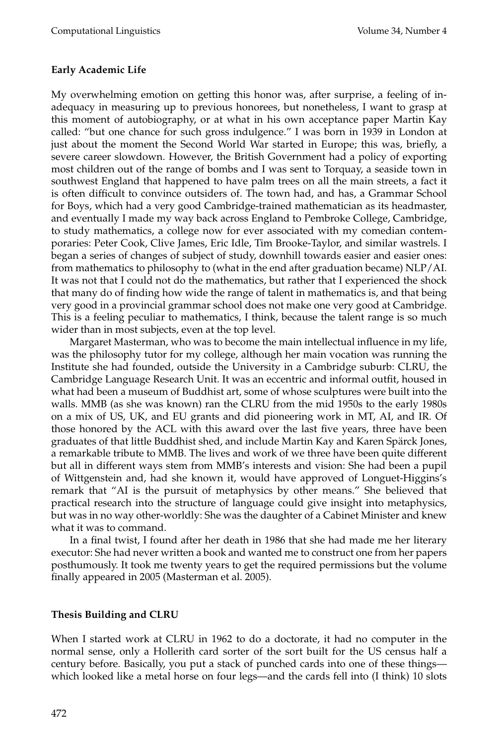**Early Academic Life**

My overwhelming emotion on getting this honor was, after surprise, a feeling of inadequacy in measuring up to previous honorees, but nonetheless, I want to grasp at this moment of autobiography, or at what in his own acceptance paper Martin Kay called: "but one chance for such gross indulgence." I was born in 1939 in London at just about the moment the Second World War started in Europe; this was, briefly, a severe career slowdown. However, the British Government had a policy of exporting most children out of the range of bombs and I was sent to Torquay, a seaside town in southwest England that happened to have palm trees on all the main streets, a fact it is often difficult to convince outsiders of. The town had, and has, a Grammar School for Boys, which had a very good Cambridge-trained mathematician as its headmaster, and eventually I made my way back across England to Pembroke College, Cambridge, to study mathematics, a college now for ever associated with my comedian contemporaries: Peter Cook, Clive James, Eric Idle, Tim Brooke-Taylor, and similar wastrels. I began a series of changes of subject of study, downhill towards easier and easier ones: from mathematics to philosophy to (what in the end after graduation became) NLP/AI. It was not that I could not do the mathematics, but rather that I experienced the shock that many do of finding how wide the range of talent in mathematics is, and that being very good in a provincial grammar school does not make one very good at Cambridge. This is a feeling peculiar to mathematics, I think, because the talent range is so much wider than in most subjects, even at the top level.

Margaret Masterman, who was to become the main intellectual influence in my life, was the philosophy tutor for my college, although her main vocation was running the Institute she had founded, outside the University in a Cambridge suburb: CLRU, the Cambridge Language Research Unit. It was an eccentric and informal outfit, housed in what had been a museum of Buddhist art, some of whose sculptures were built into the walls. MMB (as she was known) ran the CLRU from the mid 1950s to the early 1980s on a mix of US, UK, and EU grants and did pioneering work in MT, AI, and IR. Of those honored by the ACL with this award over the last five years, three have been graduates of that little Buddhist shed, and include Martin Kay and Karen Spärck Jones, a remarkable tribute to MMB. The lives and work of we three have been quite different but all in different ways stem from MMB's interests and vision: She had been a pupil of Wittgenstein and, had she known it, would have approved of Longuet-Higgins's remark that "AI is the pursuit of metaphysics by other means." She believed that practical research into the structure of language could give insight into metaphysics, but was in no way other-worldly: She was the daughter of a Cabinet Minister and knew what it was to command.

In a final twist, I found after her death in 1986 that she had made me her literary executor: She had never written a book and wanted me to construct one from her papers posthumously. It took me twenty years to get the required permissions but the volume finally appeared in 2005 (Masterman et al. 2005).

**Thesis Building and CLRU**

When I started work at CLRU in 1962 to do a doctorate, it had no computer in the normal sense, only a Hollerith card sorter of the sort built for the US census half a century before. Basically, you put a stack of punched cards into one of these things—which looked like a metal horse on four legs—and the cards fell into (I think) 10 slots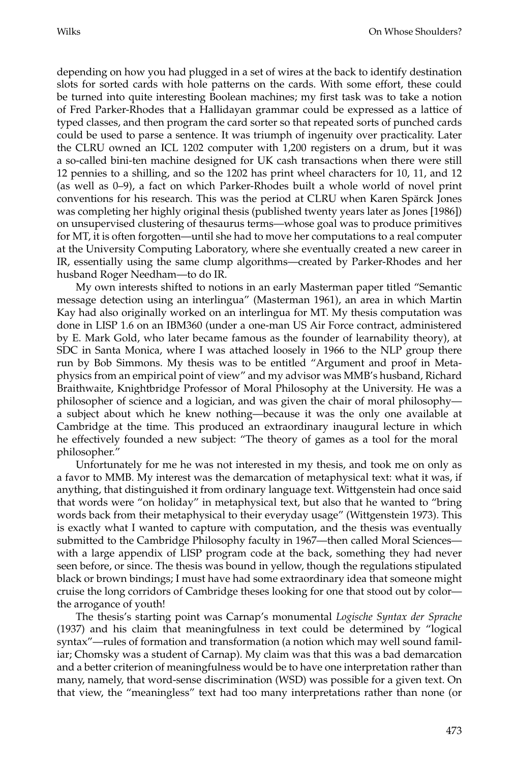depending on how you had plugged in a set of wires at the back to identify destination slots for sorted cards with hole patterns on the cards. With some effort, these could be turned into quite interesting Boolean machines; my first task was to take a notion of Fred Parker-Rhodes that a Hallidayan grammar could be expressed as a lattice of typed classes, and then program the card sorter so that repeated sorts of punched cards could be used to parse a sentence. It was triumph of ingenuity over practicality. Later the CLRU owned an ICL 1202 computer with 1,200 registers on a drum, but it was a so-called bini-ten machine designed for UK cash transactions when there were still 12 pennies to a shilling, and so the 1202 has print wheel characters for 10, 11, and 12 (as well as 0–9), a fact on which Parker-Rhodes built a whole world of novel print conventions for his research. This was the period at CLRU when Karen Spärck Jones was completing her highly original thesis (published twenty years later as Jones [1986]) on unsupervised clustering of thesaurus terms—whose goal was to produce primitives for MT, it is often forgotten—until she had to move her computations to a real computer at the University Computing Laboratory, where she eventually created a new career in IR, essentially using the same clump algorithms—created by Parker-Rhodes and her husband Roger Needham—to do IR.

My own interests shifted to notions in an early Masterman paper titled "Semantic message detection using an interlingua" (Masterman 1961), an area in which Martin Kay had also originally worked on an interlingua for MT. My thesis computation was done in LISP 1.6 on an IBM360 (under a one-man US Air Force contract, administered by E. Mark Gold, who later became famous as the founder of learnability theory), at SDC in Santa Monica, where I was attached loosely in 1966 to the NLP group there run by Bob Simmons. My thesis was to be entitled "Argument and proof in Metaphysics from an empirical point of view" and my advisor was MMB's husband, Richard Braithwaite, Knightbridge Professor of Moral Philosophy at the University. He was a philosopher of science and a logician, and was given the chair of moral philosophy—a subject about which he knew nothing—because it was the only one available at Cambridge at the time. This produced an extraordinary inaugural lecture in which he effectively founded a new subject: "The theory of games as a tool for the moral philosopher."

Unfortunately for me he was not interested in my thesis, and took me on only as a favor to MMB. My interest was the demarcation of metaphysical text: what it was, if anything, that distinguished it from ordinary language text. Wittgenstein had once said that words were "on holiday" in metaphysical text, but also that he wanted to "bring words back from their metaphysical to their everyday usage" (Wittgenstein 1973). This is exactly what I wanted to capture with computation, and the thesis was eventually submitted to the Cambridge Philosophy faculty in 1967—then called Moral Sciences—with a large appendix of LISP program code at the back, something they had never seen before, or since. The thesis was bound in yellow, though the regulations stipulated black or brown bindings; I must have had some extraordinary idea that someone might cruise the long corridors of Cambridge theses looking for one that stood out by color—the arrogance of youth!

The thesis's starting point was Carnap's monumental *Logische Syntax der Sprache* (1937) and his claim that meaningfulness in text could be determined by "logical syntax"—rules of formation and transformation (a notion which may well sound familiar; Chomsky was a student of Carnap). My claim was that this was a bad demarcation and a better criterion of meaningfulness would be to have one interpretation rather than many, namely, that word-sense discrimination (WSD) was possible for a given text. On that view, the "meaningless" text had too many interpretations rather than none (or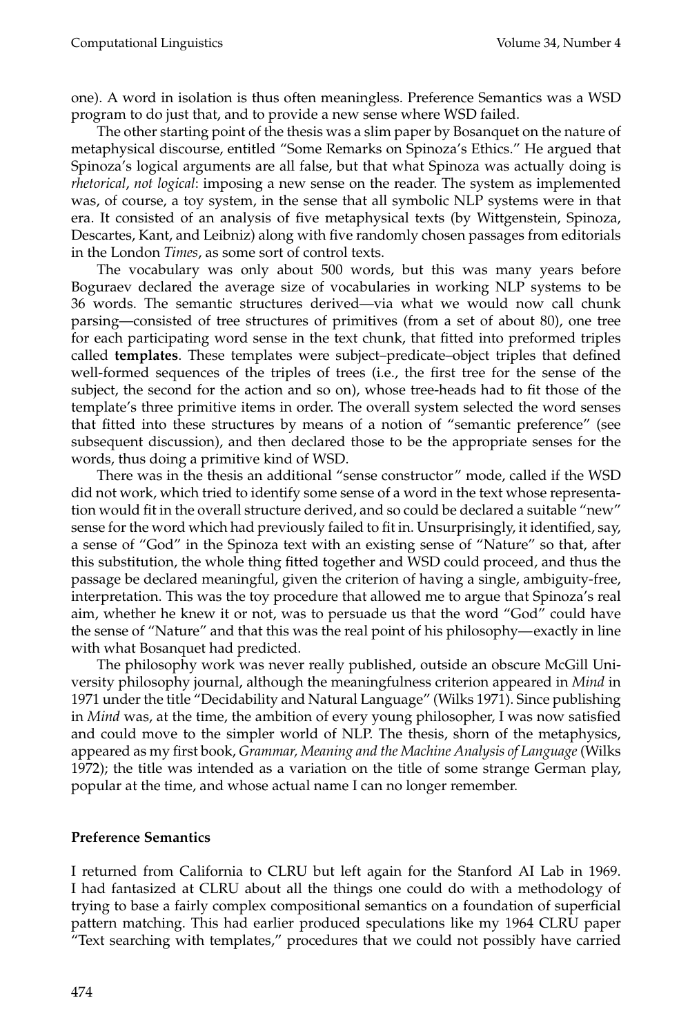one). A word in isolation is thus often meaningless. Preference Semantics was a WSD program to do just that, and to provide a new sense where WSD failed.

The other starting point of the thesis was a slim paper by Bosanquet on the nature of metaphysical discourse, entitled "Some Remarks on Spinoza's Ethics." He argued that Spinoza's logical arguments are all false, but that what Spinoza was actually doing is *rhetorical*, *not logical*: imposing a new sense on the reader. The system as implemented was, of course, a toy system, in the sense that all symbolic NLP systems were in that era. It consisted of an analysis of five metaphysical texts (by Wittgenstein, Spinoza, Descartes, Kant, and Leibniz) along with five randomly chosen passages from editorials in the London *Times*, as some sort of control texts.

The vocabulary was only about 500 words, but this was many years before Boguraev declared the average size of vocabularies in working NLP systems to be 36 words. The semantic structures derived—via what we would now call chunk parsing—consisted of tree structures of primitives (from a set of about 80), one tree for each participating word sense in the text chunk, that fitted into preformed triples called **templates**. These templates were subject–predicate–object triples that defined well-formed sequences of the triples of trees (i.e., the first tree for the sense of the subject, the second for the action and so on), whose tree-heads had to fit those of the template's three primitive items in order. The overall system selected the word senses that fitted into these structures by means of a notion of "semantic preference" (see subsequent discussion), and then declared those to be the appropriate senses for the words, thus doing a primitive kind of WSD.

There was in the thesis an additional "sense constructor" mode, called if the WSD did not work, which tried to identify some sense of a word in the text whose representation would fit in the overall structure derived, and so could be declared a suitable "new" sense for the word which had previously failed to fit in. Unsurprisingly, it identified, say, a sense of "God" in the Spinoza text with an existing sense of "Nature" so that, after this substitution, the whole thing fitted together and WSD could proceed, and thus the passage be declared meaningful, given the criterion of having a single, ambiguity-free, interpretation. This was the toy procedure that allowed me to argue that Spinoza's real aim, whether he knew it or not, was to persuade us that the word "God" could have the sense of "Nature" and that this was the real point of his philosophy—exactly in line with what Bosanquet had predicted.

The philosophy work was never really published, outside an obscure McGill University philosophy journal, although the meaningfulness criterion appeared in *Mind* in 1971 under the title "Decidability and Natural Language" (Wilks 1971). Since publishing in *Mind* was, at the time, the ambition of every young philosopher, I was now satisfied and could move to the simpler world of NLP. The thesis, shorn of the metaphysics, appeared as my first book, *Grammar, Meaning and the Machine Analysis of Language* (Wilks 1972); the title was intended as a variation on the title of some strange German play, popular at the time, and whose actual name I can no longer remember.

## Preference Semantics

I returned from California to CLRU but left again for the Stanford AI Lab in 1969. I had fantasized at CLRU about all the things one could do with a methodology of trying to base a fairly complex compositional semantics on a foundation of superficial pattern matching. This had earlier produced speculations like my 1964 CLRU paper "Text searching with templates," procedures that we could not possibly have carried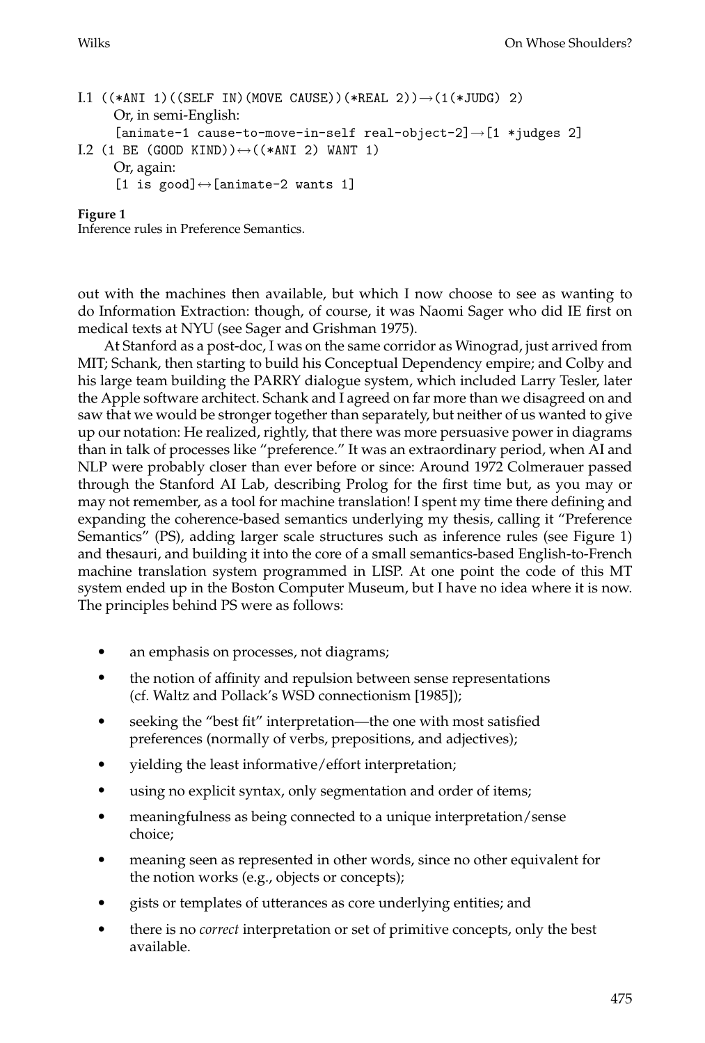```
I.1 ((*ANI 1)((SELF IN)(MOVE CAUSE))(*REAL 2))→(1(*JUDG) 2)
      Or, in semi-English:
      [animate-1 cause-to-move-in-self real-object-2]→[1 *judges 2]
I.2 (1 BE (GOOD KIND))↔((*ANI 2) WANT 1)
      Or, again:
      [1 is good]↔[animate-2 wants 1]
```

**Figure 1**
Inference rules in Preference Semantics.

out with the machines then available, but which I now choose to see as wanting to do Information Extraction: though, of course, it was Naomi Sager who did IE first on medical texts at NYU (see Sager and Grishman 1975).

At Stanford as a post-doc, I was on the same corridor as Winograd, just arrived from MIT; Schank, then starting to build his Conceptual Dependency empire; and Colby and his large team building the PARRY dialogue system, which included Larry Tesler, later the Apple software architect. Schank and I agreed on far more than we disagreed on and saw that we would be stronger together than separately, but neither of us wanted to give up our notation: He realized, rightly, that there was more persuasive power in diagrams than in talk of processes like "preference." It was an extraordinary period, when AI and NLP were probably closer than ever before or since: Around 1972 Colmerauer passed through the Stanford AI Lab, describing Prolog for the first time but, as you may or may not remember, as a tool for machine translation! I spent my time there defining and expanding the coherence-based semantics underlying my thesis, calling it "Preference Semantics" (PS), adding larger scale structures such as inference rules (see Figure 1) and thesauri, and building it into the core of a small semantics-based English-to-French machine translation system programmed in LISP. At one point the code of this MT system ended up in the Boston Computer Museum, but I have no idea where it is now. The principles behind PS were as follows:

- an emphasis on processes, not diagrams;
- the notion of affinity and repulsion between sense representations (cf. Waltz and Pollack's WSD connectionism [1985]);
- seeking the "best fit" interpretation—the one with most satisfied preferences (normally of verbs, prepositions, and adjectives);
- yielding the least informative/effort interpretation;
- using no explicit syntax, only segmentation and order of items;
- meaningfulness as being connected to a unique interpretation/sense choice;
- meaning seen as represented in other words, since no other equivalent for the notion works (e.g., objects or concepts);
- gists or templates of utterances as core underlying entities; and
- there is no *correct* interpretation or set of primitive concepts, only the best available.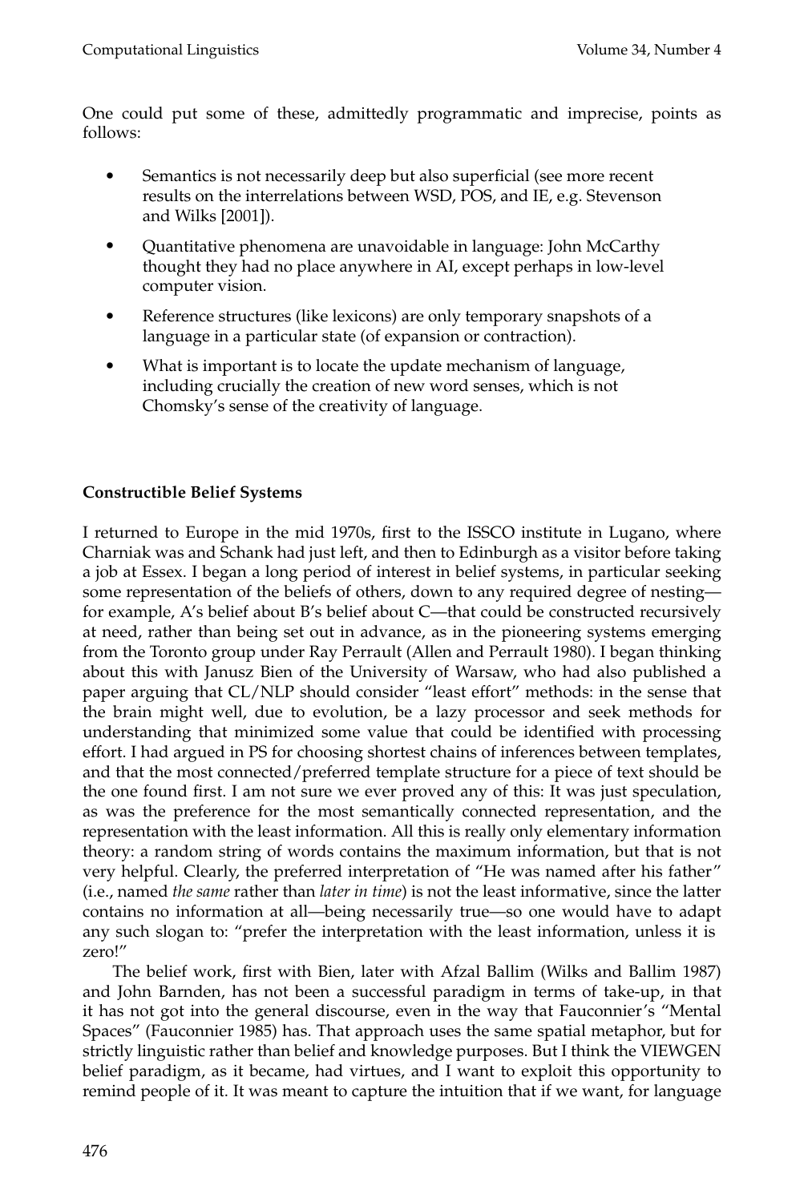One could put some of these, admittedly programmatic and imprecise, points as follows:

- Semantics is not necessarily deep but also superficial (see more recent results on the interrelations between WSD, POS, and IE, e.g. Stevenson and Wilks [2001]).
- Quantitative phenomena are unavoidable in language: John McCarthy thought they had no place anywhere in AI, except perhaps in low-level computer vision.
- Reference structures (like lexicons) are only temporary snapshots of a language in a particular state (of expansion or contraction).
- What is important is to locate the update mechanism of language, including crucially the creation of new word senses, which is not Chomsky's sense of the creativity of language.

**Constructible Belief Systems**

I returned to Europe in the mid 1970s, first to the ISSCO institute in Lugano, where Charniak was and Schank had just left, and then to Edinburgh as a visitor before taking a job at Essex. I began a long period of interest in belief systems, in particular seeking some representation of the beliefs of others, down to any required degree of nesting—for example, A's belief about B's belief about C—that could be constructed recursively at need, rather than being set out in advance, as in the pioneering systems emerging from the Toronto group under Ray Perrault (Allen and Perrault 1980). I began thinking about this with Janusz Bien of the University of Warsaw, who had also published a paper arguing that CL/NLP should consider "least effort" methods: in the sense that the brain might well, due to evolution, be a lazy processor and seek methods for understanding that minimized some value that could be identified with processing effort. I had argued in PS for choosing shortest chains of inferences between templates, and that the most connected/preferred template structure for a piece of text should be the one found first. I am not sure we ever proved any of this: It was just speculation, as was the preference for the most semantically connected representation, and the representation with the least information. All this is really only elementary information theory: a random string of words contains the maximum information, but that is not very helpful. Clearly, the preferred interpretation of "He was named after his father" (i.e., named *the same* rather than *later in time*) is not the least informative, since the latter contains no information at all—being necessarily true—so one would have to adapt any such slogan to: "prefer the interpretation with the least information, unless it is zero!"

The belief work, first with Bien, later with Afzal Ballim (Wilks and Ballim 1987) and John Barnden, has not been a successful paradigm in terms of take-up, in that it has not got into the general discourse, even in the way that Fauconnier's "Mental Spaces" (Fauconnier 1985) has. That approach uses the same spatial metaphor, but for strictly linguistic rather than belief and knowledge purposes. But I think the VIEWGEN belief paradigm, as it became, had virtues, and I want to exploit this opportunity to remind people of it. It was meant to capture the intuition that if we want, for language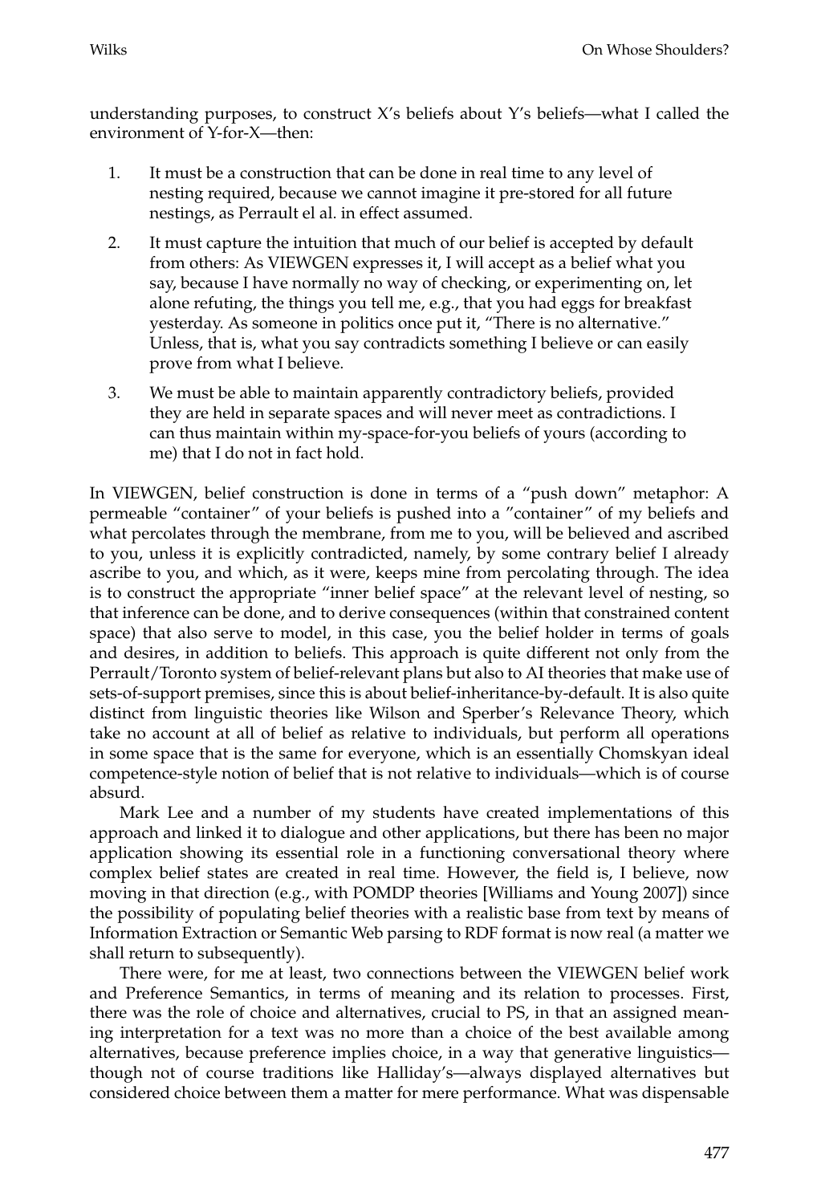understanding purposes, to construct X's beliefs about Y's beliefs—what I called the environment of Y-for-X—then:

1. It must be a construction that can be done in real time to any level of nesting required, because we cannot imagine it pre-stored for all future nestings, as Perrault el al. in effect assumed.
2. It must capture the intuition that much of our belief is accepted by default from others: As VIEWGEN expresses it, I will accept as a belief what you say, because I have normally no way of checking, or experimenting on, let alone refuting, the things you tell me, e.g., that you had eggs for breakfast yesterday. As someone in politics once put it, "There is no alternative." Unless, that is, what you say contradicts something I believe or can easily prove from what I believe.
3. We must be able to maintain apparently contradictory beliefs, provided they are held in separate spaces and will never meet as contradictions. I can thus maintain within my-space-for-you beliefs of yours (according to me) that I do not in fact hold.

In VIEWGEN, belief construction is done in terms of a "push down" metaphor: A permeable "container" of your beliefs is pushed into a "container" of my beliefs and what percolates through the membrane, from me to you, will be believed and ascribed to you, unless it is explicitly contradicted, namely, by some contrary belief I already ascribe to you, and which, as it were, keeps mine from percolating through. The idea is to construct the appropriate "inner belief space" at the relevant level of nesting, so that inference can be done, and to derive consequences (within that constrained content space) that also serve to model, in this case, you the belief holder in terms of goals and desires, in addition to beliefs. This approach is quite different not only from the Perrault/Toronto system of belief-relevant plans but also to AI theories that make use of sets-of-support premises, since this is about belief-inheritance-by-default. It is also quite distinct from linguistic theories like Wilson and Sperber's Relevance Theory, which take no account at all of belief as relative to individuals, but perform all operations in some space that is the same for everyone, which is an essentially Chomskyan ideal competence-style notion of belief that is not relative to individuals—which is of course absurd.

Mark Lee and a number of my students have created implementations of this approach and linked it to dialogue and other applications, but there has been no major application showing its essential role in a functioning conversational theory where complex belief states are created in real time. However, the field is, I believe, now moving in that direction (e.g., with POMDP theories [Williams and Young 2007]) since the possibility of populating belief theories with a realistic base from text by means of Information Extraction or Semantic Web parsing to RDF format is now real (a matter we shall return to subsequently).

There were, for me at least, two connections between the VIEWGEN belief work and Preference Semantics, in terms of meaning and its relation to processes. First, there was the role of choice and alternatives, crucial to PS, in that an assigned meaning interpretation for a text was no more than a choice of the best available among alternatives, because preference implies choice, in a way that generative linguistics—though not of course traditions like Halliday's—always displayed alternatives but considered choice between them a matter for mere performance. What was dispensable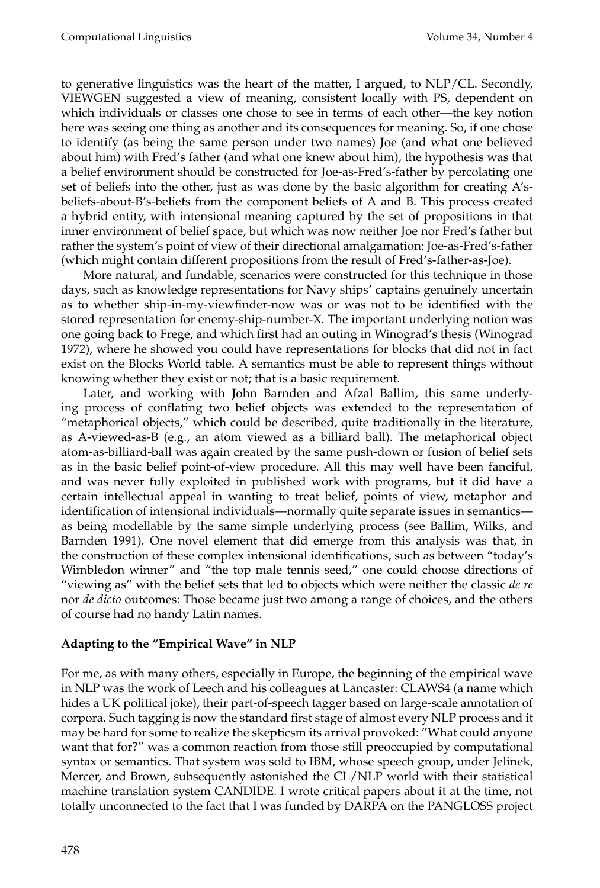to generative linguistics was the heart of the matter, I argued, to NLP/CL. Secondly, VIEWGEN suggested a view of meaning, consistent locally with PS, dependent on which individuals or classes one chose to see in terms of each other—the key notion here was seeing one thing as another and its consequences for meaning. So, if one chose to identify (as being the same person under two names) Joe (and what one believed about him) with Fred's father (and what one knew about him), the hypothesis was that a belief environment should be constructed for Joe-as-Fred's-father by percolating one set of beliefs into the other, just as was done by the basic algorithm for creating A's-beliefs-about-B's-beliefs from the component beliefs of A and B. This process created a hybrid entity, with intensional meaning captured by the set of propositions in that inner environment of belief space, but which was now neither Joe nor Fred's father but rather the system's point of view of their directional amalgamation: Joe-as-Fred's-father (which might contain different propositions from the result of Fred's-father-as-Joe).

More natural, and fundable, scenarios were constructed for this technique in those days, such as knowledge representations for Navy ships' captains genuinely uncertain as to whether ship-in-my-viewfinder-now was or was not to be identified with the stored representation for enemy-ship-number-X. The important underlying notion was one going back to Frege, and which first had an outing in Winograd's thesis (Winograd 1972), where he showed you could have representations for blocks that did not in fact exist on the Blocks World table. A semantics must be able to represent things without knowing whether they exist or not; that is a basic requirement.

Later, and working with John Barnden and Afzal Ballim, this same underlying process of conflating two belief objects was extended to the representation of "metaphorical objects," which could be described, quite traditionally in the literature, as A-viewed-as-B (e.g., an atom viewed as a billiard ball). The metaphorical object atom-as-billiard-ball was again created by the same push-down or fusion of belief sets as in the basic belief point-of-view procedure. All this may well have been fanciful, and was never fully exploited in published work with programs, but it did have a certain intellectual appeal in wanting to treat belief, points of view, metaphor and identification of intensional individuals—normally quite separate issues in semantics—as being modellable by the same simple underlying process (see Ballim, Wilks, and Barnden 1991). One novel element that did emerge from this analysis was that, in the construction of these complex intensional identifications, such as between "today's Wimbledon winner" and "the top male tennis seed," one could choose directions of "viewing as" with the belief sets that led to objects which were neither the classic *de re* nor *de dicto* outcomes: Those became just two among a range of choices, and the others of course had no handy Latin names.

## Adapting to the "Empirical Wave" in NLP

For me, as with many others, especially in Europe, the beginning of the empirical wave in NLP was the work of Leech and his colleagues at Lancaster: CLAWS4 (a name which hides a UK political joke), their part-of-speech tagger based on large-scale annotation of corpora. Such tagging is now the standard first stage of almost every NLP process and it may be hard for some to realize the skepticsm its arrival provoked: "What could anyone want that for?" was a common reaction from those still preoccupied by computational syntax or semantics. That system was sold to IBM, whose speech group, under Jelinek, Mercer, and Brown, subsequently astonished the CL/NLP world with their statistical machine translation system CANDIDE. I wrote critical papers about it at the time, not totally unconnected to the fact that I was funded by DARPA on the PANGLOSS project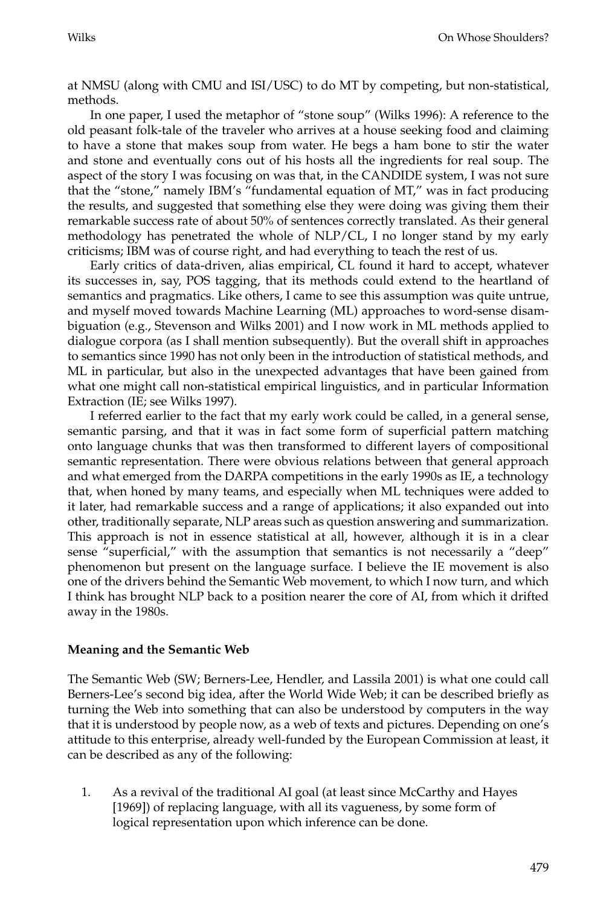at NMSU (along with CMU and ISI/USC) to do MT by competing, but non-statistical, methods.

In one paper, I used the metaphor of "stone soup" (Wilks 1996): A reference to the old peasant folk-tale of the traveler who arrives at a house seeking food and claiming to have a stone that makes soup from water. He begs a ham bone to stir the water and stone and eventually cons out of his hosts all the ingredients for real soup. The aspect of the story I was focusing on was that, in the CANDIDE system, I was not sure that the "stone," namely IBM's "fundamental equation of MT," was in fact producing the results, and suggested that something else they were doing was giving them their remarkable success rate of about 50% of sentences correctly translated. As their general methodology has penetrated the whole of NLP/CL, I no longer stand by my early criticisms; IBM was of course right, and had everything to teach the rest of us.

Early critics of data-driven, alias empirical, CL found it hard to accept, whatever its successes in, say, POS tagging, that its methods could extend to the heartland of semantics and pragmatics. Like others, I came to see this assumption was quite untrue, and myself moved towards Machine Learning (ML) approaches to word-sense disambiguation (e.g., Stevenson and Wilks 2001) and I now work in ML methods applied to dialogue corpora (as I shall mention subsequently). But the overall shift in approaches to semantics since 1990 has not only been in the introduction of statistical methods, and ML in particular, but also in the unexpected advantages that have been gained from what one might call non-statistical empirical linguistics, and in particular Information Extraction (IE; see Wilks 1997).

I referred earlier to the fact that my early work could be called, in a general sense, semantic parsing, and that it was in fact some form of superficial pattern matching onto language chunks that was then transformed to different layers of compositional semantic representation. There were obvious relations between that general approach and what emerged from the DARPA competitions in the early 1990s as IE, a technology that, when honed by many teams, and especially when ML techniques were added to it later, had remarkable success and a range of applications; it also expanded out into other, traditionally separate, NLP areas such as question answering and summarization. This approach is not in essence statistical at all, however, although it is in a clear sense "superficial," with the assumption that semantics is not necessarily a "deep" phenomenon but present on the language surface. I believe the IE movement is also one of the drivers behind the Semantic Web movement, to which I now turn, and which I think has brought NLP back to a position nearer the core of AI, from which it drifted away in the 1980s.

**Meaning and the Semantic Web**

The Semantic Web (SW; Berners-Lee, Hendler, and Lassila 2001) is what one could call Berners-Lee's second big idea, after the World Wide Web; it can be described briefly as turning the Web into something that can also be understood by computers in the way that it is understood by people now, as a web of texts and pictures. Depending on one's attitude to this enterprise, already well-funded by the European Commission at least, it can be described as any of the following:

1. As a revival of the traditional AI goal (at least since McCarthy and Hayes [1969]) of replacing language, with all its vagueness, by some form of logical representation upon which inference can be done.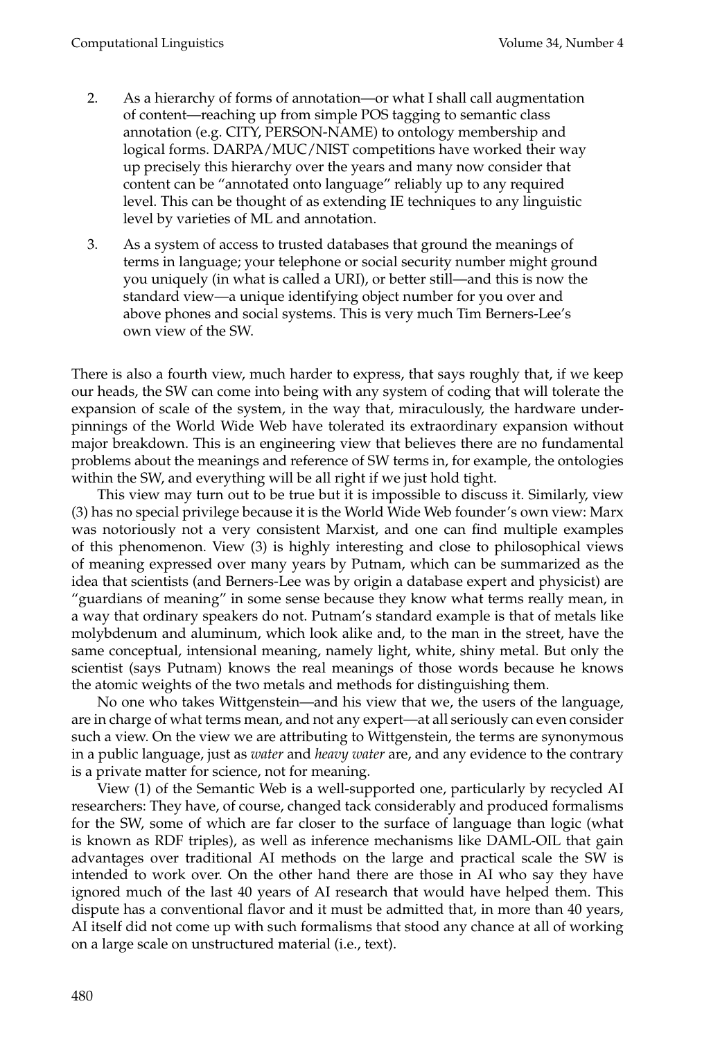2. As a hierarchy of forms of annotation—or what I shall call augmentation of content—reaching up from simple POS tagging to semantic class annotation (e.g. CITY, PERSON-NAME) to ontology membership and logical forms. DARPA/MUC/NIST competitions have worked their way up precisely this hierarchy over the years and many now consider that content can be "annotated onto language" reliably up to any required level. This can be thought of as extending IE techniques to any linguistic level by varieties of ML and annotation.

3. As a system of access to trusted databases that ground the meanings of terms in language; your telephone or social security number might ground you uniquely (in what is called a URI), or better still—and this is now the standard view—a unique identifying object number for you over and above phones and social systems. This is very much Tim Berners-Lee's own view of the SW.

There is also a fourth view, much harder to express, that says roughly that, if we keep our heads, the SW can come into being with any system of coding that will tolerate the expansion of scale of the system, in the way that, miraculously, the hardware underpinnings of the World Wide Web have tolerated its extraordinary expansion without major breakdown. This is an engineering view that believes there are no fundamental problems about the meanings and reference of SW terms in, for example, the ontologies within the SW, and everything will be all right if we just hold tight.

This view may turn out to be true but it is impossible to discuss it. Similarly, view (3) has no special privilege because it is the World Wide Web founder's own view: Marx was notoriously not a very consistent Marxist, and one can find multiple examples of this phenomenon. View (3) is highly interesting and close to philosophical views of meaning expressed over many years by Putnam, which can be summarized as the idea that scientists (and Berners-Lee was by origin a database expert and physicist) are "guardians of meaning" in some sense because they know what terms really mean, in a way that ordinary speakers do not. Putnam's standard example is that of metals like molybdenum and aluminum, which look alike and, to the man in the street, have the same conceptual, intensional meaning, namely light, white, shiny metal. But only the scientist (says Putnam) knows the real meanings of those words because he knows the atomic weights of the two metals and methods for distinguishing them.

No one who takes Wittgenstein—and his view that we, the users of the language, are in charge of what terms mean, and not any expert—at all seriously can even consider such a view. On the view we are attributing to Wittgenstein, the terms are synonymous in a public language, just as *water* and *heavy water* are, and any evidence to the contrary is a private matter for science, not for meaning.

View (1) of the Semantic Web is a well-supported one, particularly by recycled AI researchers: They have, of course, changed tack considerably and produced formalisms for the SW, some of which are far closer to the surface of language than logic (what is known as RDF triples), as well as inference mechanisms like DAML-OIL that gain advantages over traditional AI methods on the large and practical scale the SW is intended to work over. On the other hand there are those in AI who say they have ignored much of the last 40 years of AI research that would have helped them. This dispute has a conventional flavor and it must be admitted that, in more than 40 years, AI itself did not come up with such formalisms that stood any chance at all of working on a large scale on unstructured material (i.e., text).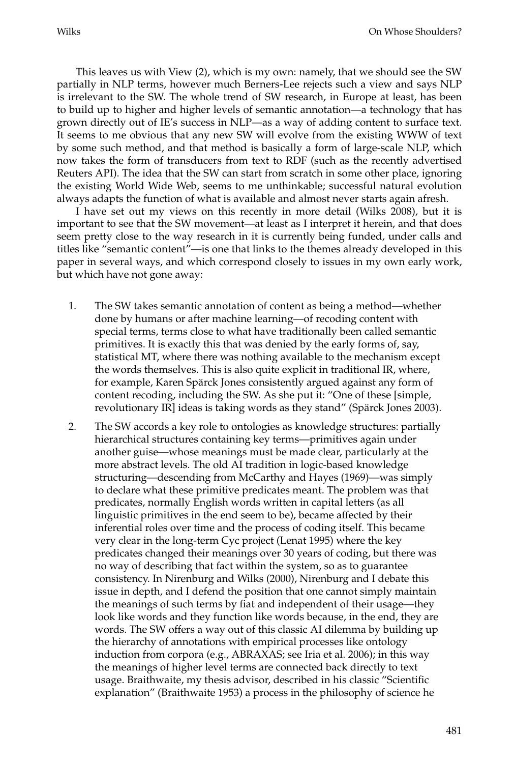This leaves us with View (2), which is my own: namely, that we should see the SW partially in NLP terms, however much Berners-Lee rejects such a view and says NLP is irrelevant to the SW. The whole trend of SW research, in Europe at least, has been to build up to higher and higher levels of semantic annotation—a technology that has grown directly out of IE's success in NLP—as a way of adding content to surface text. It seems to me obvious that any new SW will evolve from the existing WWW of text by some such method, and that method is basically a form of large-scale NLP, which now takes the form of transducers from text to RDF (such as the recently advertised Reuters API). The idea that the SW can start from scratch in some other place, ignoring the existing World Wide Web, seems to me unthinkable; successful natural evolution always adapts the function of what is available and almost never starts again afresh.

I have set out my views on this recently in more detail (Wilks 2008), but it is important to see that the SW movement—at least as I interpret it herein, and that does seem pretty close to the way research in it is currently being funded, under calls and titles like "semantic content"—is one that links to the themes already developed in this paper in several ways, and which correspond closely to issues in my own early work, but which have not gone away:

1. The SW takes semantic annotation of content as being a method—whether done by humans or after machine learning—of recoding content with special terms, terms close to what have traditionally been called semantic primitives. It is exactly this that was denied by the early forms of, say, statistical MT, where there was nothing available to the mechanism except the words themselves. This is also quite explicit in traditional IR, where, for example, Karen Spärck Jones consistently argued against any form of content recoding, including the SW. As she put it: "One of these [simple, revolutionary IR] ideas is taking words as they stand" (Spärck Jones 2003).

2. The SW accords a key role to ontologies as knowledge structures: partially hierarchical structures containing key terms—primitives again under another guise—whose meanings must be made clear, particularly at the more abstract levels. The old AI tradition in logic-based knowledge structuring—descending from McCarthy and Hayes (1969)—was simply to declare what these primitive predicates meant. The problem was that predicates, normally English words written in capital letters (as all linguistic primitives in the end seem to be), became affected by their inferential roles over time and the process of coding itself. This became very clear in the long-term Cyc project (Lenat 1995) where the key predicates changed their meanings over 30 years of coding, but there was no way of describing that fact within the system, so as to guarantee consistency. In Nirenburg and Wilks (2000), Nirenburg and I debate this issue in depth, and I defend the position that one cannot simply maintain the meanings of such terms by fiat and independent of their usage—they look like words and they function like words because, in the end, they are words. The SW offers a way out of this classic AI dilemma by building up the hierarchy of annotations with empirical processes like ontology induction from corpora (e.g., ABRAXAS; see Iria et al. 2006); in this way the meanings of higher level terms are connected back directly to text usage. Braithwaite, my thesis advisor, described in his classic "Scientific explanation" (Braithwaite 1953) a process in the philosophy of science he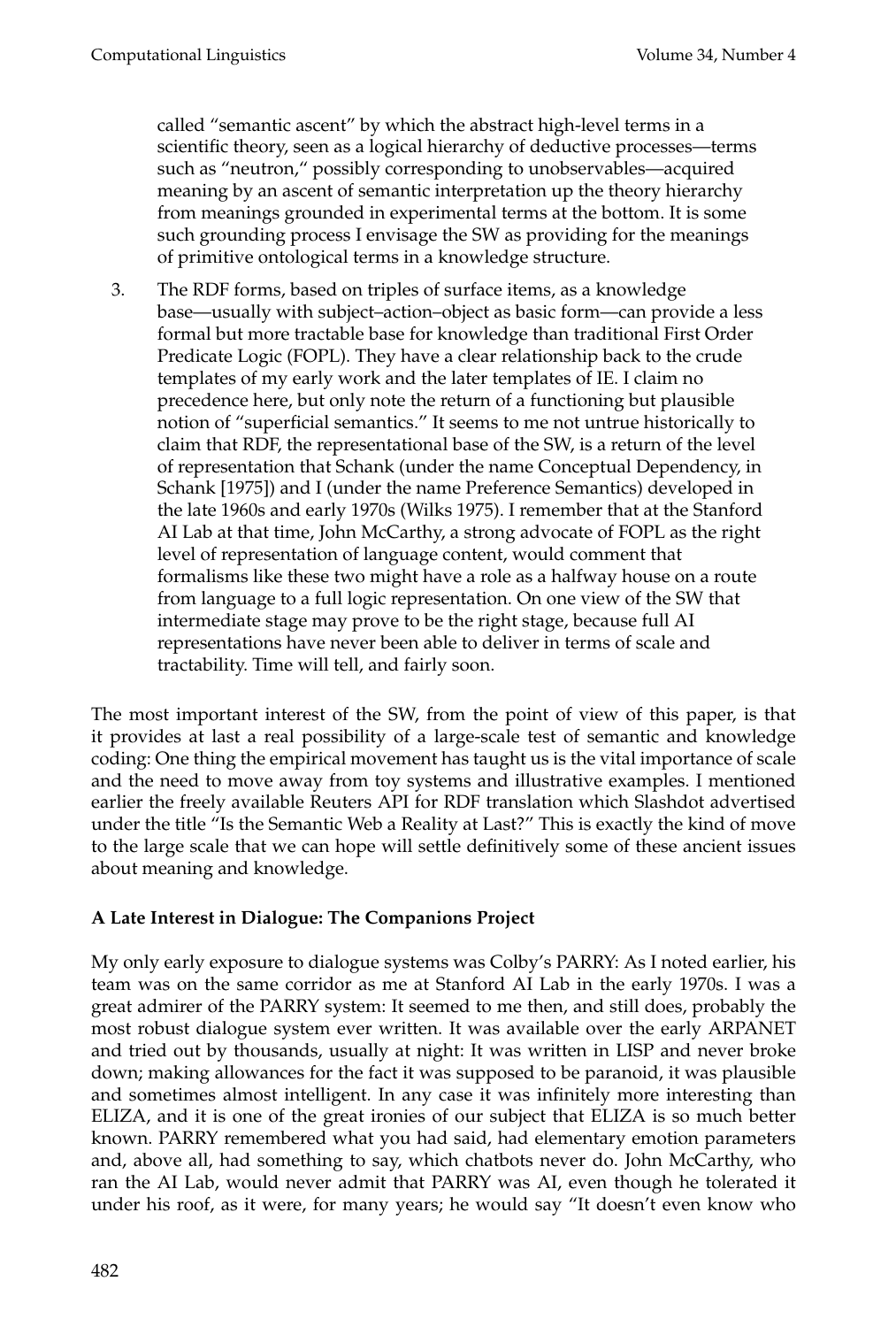called "semantic ascent" by which the abstract high-level terms in a scientific theory, seen as a logical hierarchy of deductive processes—terms such as "neutron," possibly corresponding to unobservables—acquired meaning by an ascent of semantic interpretation up the theory hierarchy from meanings grounded in experimental terms at the bottom. It is some such grounding process I envisage the SW as providing for the meanings of primitive ontological terms in a knowledge structure.

3. The RDF forms, based on triples of surface items, as a knowledge base—usually with subject–action–object as basic form—can provide a less formal but more tractable base for knowledge than traditional First Order Predicate Logic (FOPL). They have a clear relationship back to the crude templates of my early work and the later templates of IE. I claim no precedence here, but only note the return of a functioning but plausible notion of "superficial semantics." It seems to me not untrue historically to claim that RDF, the representational base of the SW, is a return of the level of representation that Schank (under the name Conceptual Dependency, in Schank [1975]) and I (under the name Preference Semantics) developed in the late 1960s and early 1970s (Wilks 1975). I remember that at the Stanford AI Lab at that time, John McCarthy, a strong advocate of FOPL as the right level of representation of language content, would comment that formalisms like these two might have a role as a halfway house on a route from language to a full logic representation. On one view of the SW that intermediate stage may prove to be the right stage, because full AI representations have never been able to deliver in terms of scale and tractability. Time will tell, and fairly soon.

The most important interest of the SW, from the point of view of this paper, is that it provides at last a real possibility of a large-scale test of semantic and knowledge coding: One thing the empirical movement has taught us is the vital importance of scale and the need to move away from toy systems and illustrative examples. I mentioned earlier the freely available Reuters API for RDF translation which Slashdot advertised under the title "Is the Semantic Web a Reality at Last?" This is exactly the kind of move to the large scale that we can hope will settle definitively some of these ancient issues about meaning and knowledge.

**A Late Interest in Dialogue: The Companions Project**

My only early exposure to dialogue systems was Colby's PARRY: As I noted earlier, his team was on the same corridor as me at Stanford AI Lab in the early 1970s. I was a great admirer of the PARRY system: It seemed to me then, and still does, probably the most robust dialogue system ever written. It was available over the early ARPANET and tried out by thousands, usually at night: It was written in LISP and never broke down; making allowances for the fact it was supposed to be paranoid, it was plausible and sometimes almost intelligent. In any case it was infinitely more interesting than ELIZA, and it is one of the great ironies of our subject that ELIZA is so much better known. PARRY remembered what you had said, had elementary emotion parameters and, above all, had something to say, which chatbots never do. John McCarthy, who ran the AI Lab, would never admit that PARRY was AI, even though he tolerated it under his roof, as it were, for many years; he would say "It doesn't even know who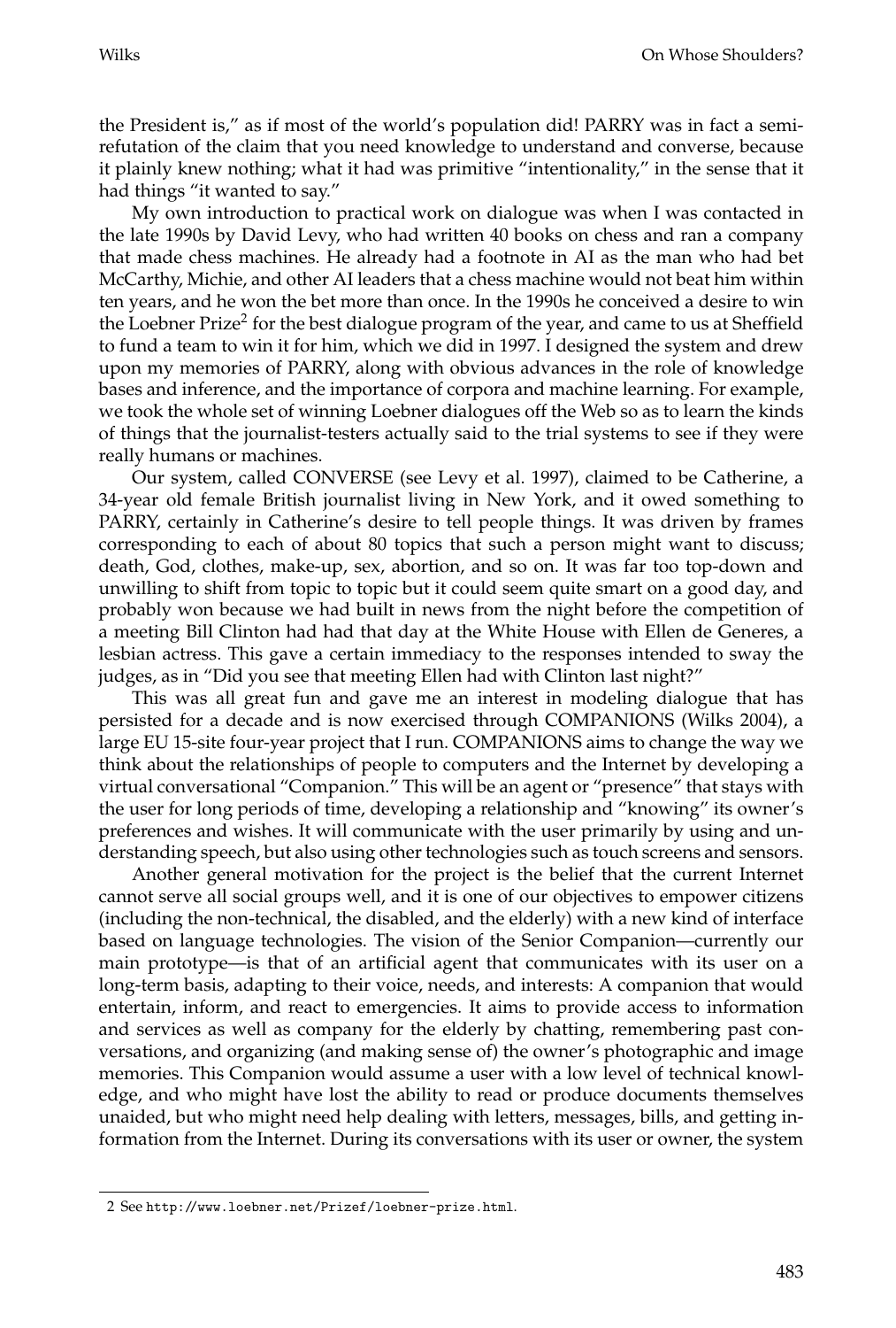the President is," as if most of the world's population did! PARRY was in fact a semi-refutation of the claim that you need knowledge to understand and converse, because it plainly knew nothing; what it had was primitive "intentionality," in the sense that it had things "it wanted to say."

My own introduction to practical work on dialogue was when I was contacted in the late 1990s by David Levy, who had written 40 books on chess and ran a company that made chess machines. He already had a footnote in AI as the man who had bet McCarthy, Michie, and other AI leaders that a chess machine would not beat him within ten years, and he won the bet more than once. In the 1990s he conceived a desire to win the Loebner Prize[2] for the best dialogue program of the year, and came to us at Sheffield to fund a team to win it for him, which we did in 1997. I designed the system and drew upon my memories of PARRY, along with obvious advances in the role of knowledge bases and inference, and the importance of corpora and machine learning. For example, we took the whole set of winning Loebner dialogues off the Web so as to learn the kinds of things that the journalist-testers actually said to the trial systems to see if they were really humans or machines.

Our system, called CONVERSE (see Levy et al. 1997), claimed to be Catherine, a 34-year old female British journalist living in New York, and it owed something to PARRY, certainly in Catherine's desire to tell people things. It was driven by frames corresponding to each of about 80 topics that such a person might want to discuss; death, God, clothes, make-up, sex, abortion, and so on. It was far too top-down and unwilling to shift from topic to topic but it could seem quite smart on a good day, and probably won because we had built in news from the night before the competition of a meeting Bill Clinton had had that day at the White House with Ellen de Generes, a lesbian actress. This gave a certain immediacy to the responses intended to sway the judges, as in "Did you see that meeting Ellen had with Clinton last night?"

This was all great fun and gave me an interest in modeling dialogue that has persisted for a decade and is now exercised through COMPANIONS (Wilks 2004), a large EU 15-site four-year project that I run. COMPANIONS aims to change the way we think about the relationships of people to computers and the Internet by developing a virtual conversational "Companion." This will be an agent or "presence" that stays with the user for long periods of time, developing a relationship and "knowing" its owner's preferences and wishes. It will communicate with the user primarily by using and understanding speech, but also using other technologies such as touch screens and sensors.

Another general motivation for the project is the belief that the current Internet cannot serve all social groups well, and it is one of our objectives to empower citizens (including the non-technical, the disabled, and the elderly) with a new kind of interface based on language technologies. The vision of the Senior Companion—currently our main prototype—is that of an artificial agent that communicates with its user on a long-term basis, adapting to their voice, needs, and interests: A companion that would entertain, inform, and react to emergencies. It aims to provide access to information and services as well as company for the elderly by chatting, remembering past conversations, and organizing (and making sense of) the owner's photographic and image memories. This Companion would assume a user with a low level of technical knowledge, and who might have lost the ability to read or produce documents themselves unaided, but who might need help dealing with letters, messages, bills, and getting information from the Internet. During its conversations with its user or owner, the system

2 See http://www.loebner.net/Prizef/loebner-prize.html.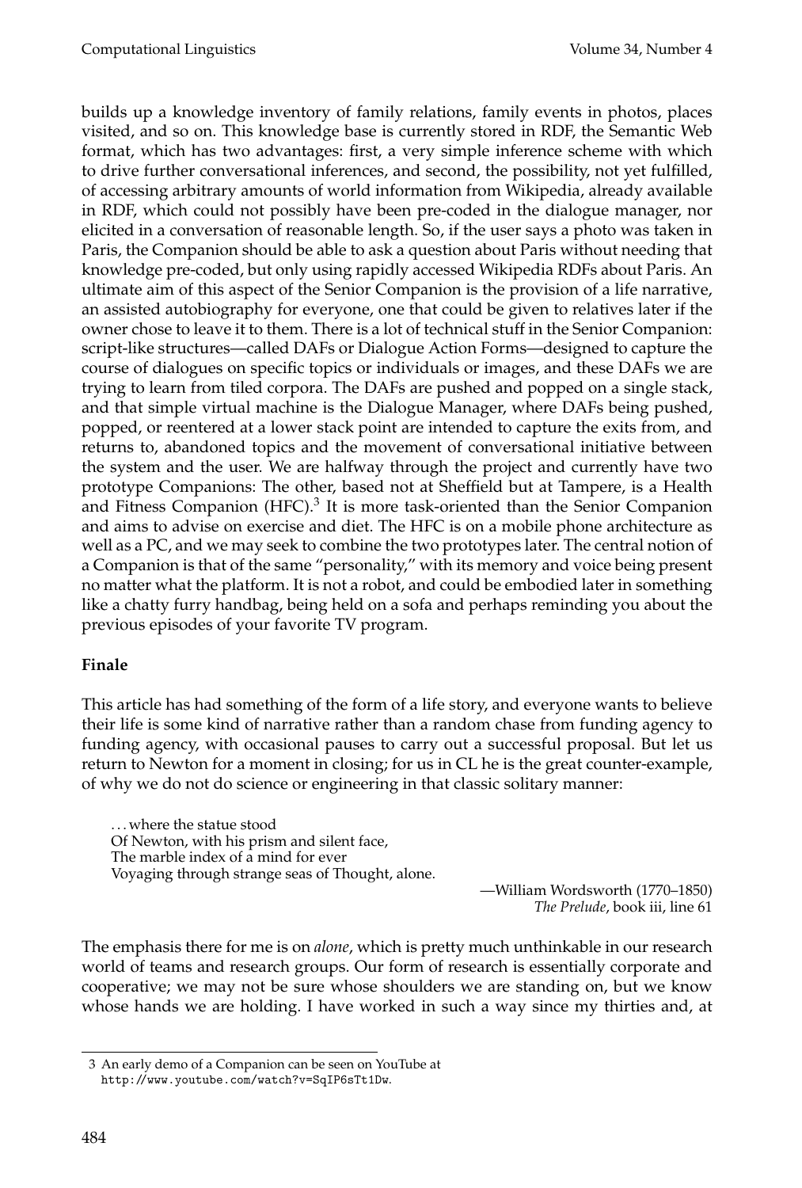builds up a knowledge inventory of family relations, family events in photos, places visited, and so on. This knowledge base is currently stored in RDF, the Semantic Web format, which has two advantages: first, a very simple inference scheme with which to drive further conversational inferences, and second, the possibility, not yet fulfilled, of accessing arbitrary amounts of world information from Wikipedia, already available in RDF, which could not possibly have been pre-coded in the dialogue manager, nor elicited in a conversation of reasonable length. So, if the user says a photo was taken in Paris, the Companion should be able to ask a question about Paris without needing that knowledge pre-coded, but only using rapidly accessed Wikipedia RDFs about Paris. An ultimate aim of this aspect of the Senior Companion is the provision of a life narrative, an assisted autobiography for everyone, one that could be given to relatives later if the owner chose to leave it to them. There is a lot of technical stuff in the Senior Companion: script-like structures—called DAFs or Dialogue Action Forms—designed to capture the course of dialogues on specific topics or individuals or images, and these DAFs we are trying to learn from tiled corpora. The DAFs are pushed and popped on a single stack, and that simple virtual machine is the Dialogue Manager, where DAFs being pushed, popped, or reentered at a lower stack point are intended to capture the exits from, and returns to, abandoned topics and the movement of conversational initiative between the system and the user. We are halfway through the project and currently have two prototype Companions: The other, based not at Sheffield but at Tampere, is a Health and Fitness Companion (HFC).[3] It is more task-oriented than the Senior Companion and aims to advise on exercise and diet. The HFC is on a mobile phone architecture as well as a PC, and we may seek to combine the two prototypes later. The central notion of a Companion is that of the same "personality," with its memory and voice being present no matter what the platform. It is not a robot, and could be embodied later in something like a chatty furry handbag, being held on a sofa and perhaps reminding you about the previous episodes of your favorite TV program.

**Finale**

This article has had something of the form of a life story, and everyone wants to believe their life is some kind of narrative rather than a random chase from funding agency to funding agency, with occasional pauses to carry out a successful proposal. But let us return to Newton for a moment in closing; for us in CL he is the great counter-example, of why we do not do science or engineering in that classic solitary manner:

> . . . where the statue stood
> Of Newton, with his prism and silent face,
> The marble index of a mind for ever
> Voyaging through strange seas of Thought, alone.
>
> —William Wordsworth (1770–1850)
> *The Prelude*, book iii, line 61

The emphasis there for me is on *alone*, which is pretty much unthinkable in our research world of teams and research groups. Our form of research is essentially corporate and cooperative; we may not be sure whose shoulders we are standing on, but we know whose hands we are holding. I have worked in such a way since my thirties and, at

3 An early demo of a Companion can be seen on YouTube at http://www.youtube.com/watch?v=SqIP6sTt1Dw.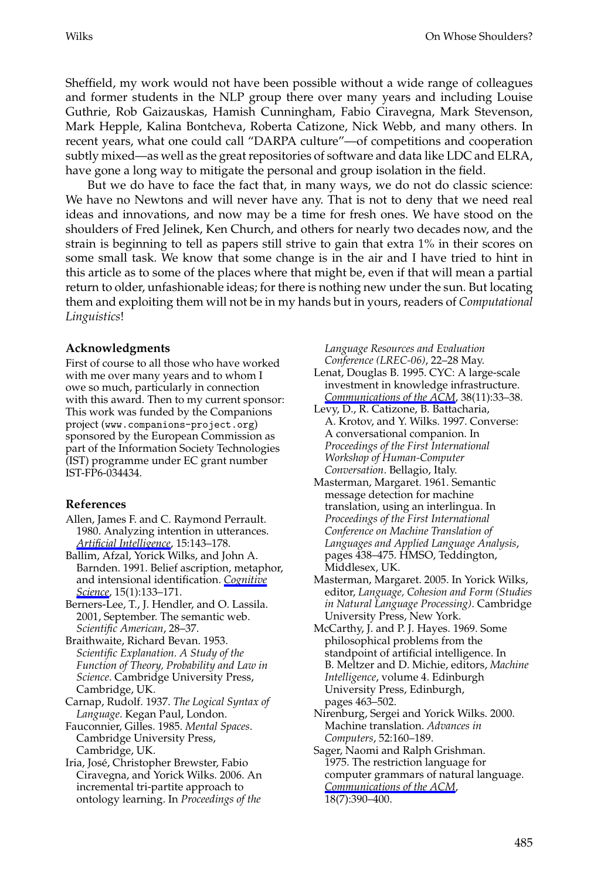Sheffield, my work would not have been possible without a wide range of colleagues and former students in the NLP group there over many years and including Louise Guthrie, Rob Gaizauskas, Hamish Cunningham, Fabio Ciravegna, Mark Stevenson, Mark Hepple, Kalina Bontcheva, Roberta Catizone, Nick Webb, and many others. In recent years, what one could call "DARPA culture"—of competitions and cooperation subtly mixed—as well as the great repositories of software and data like LDC and ELRA, have gone a long way to mitigate the personal and group isolation in the field.

But we do have to face the fact that, in many ways, we do not do classic science: We have no Newtons and will never have any. That is not to deny that we need real ideas and innovations, and now may be a time for fresh ones. We have stood on the shoulders of Fred Jelinek, Ken Church, and others for nearly two decades now, and the strain is beginning to tell as papers still strive to gain that extra 1% in their scores on some small task. We know that some change is in the air and I have tried to hint in this article as to some of the places where that might be, even if that will mean a partial return to older, unfashionable ideas; for there is nothing new under the sun. But locating them and exploiting them will not be in my hands but in yours, readers of *Computational Linguistics*!

## Acknowledgments

First of course to all those who have worked with me over many years and to whom I owe so much, particularly in connection with this award. Then to my current sponsor: This work was funded by the Companions project (www.companions-project.org) sponsored by the European Commission as part of the Information Society Technologies (IST) programme under EC grant number IST-FP6-034434.

## References

Allen, James F. and C. Raymond Perrault. 1980. Analyzing intention in utterances. *Artificial Intelligence*, 15:143–178.

Ballim, Afzal, Yorick Wilks, and John A. Barnden. 1991. Belief ascription, metaphor, and intensional identification. *Cognitive Science*, 15(1):133–171.

Berners-Lee, T., J. Hendler, and O. Lassila. 2001, September. The semantic web. *Scientific American*, 28–37.

Braithwaite, Richard Bevan. 1953. *Scientific Explanation. A Study of the Function of Theory, Probability and Law in Science*. Cambridge University Press, Cambridge, UK.

Carnap, Rudolf. 1937. *The Logical Syntax of Language*. Kegan Paul, London.

Fauconnier, Gilles. 1985. *Mental Spaces*. Cambridge University Press, Cambridge, UK.

Iria, José, Christopher Brewster, Fabio Ciravegna, and Yorick Wilks. 2006. An incremental tri-partite approach to ontology learning. In *Proceedings of the Language Resources and Evaluation Conference (LREC-06)*, 22–28 May.

Lenat, Douglas B. 1995. CYC: A large-scale investment in knowledge infrastructure. *Communications of the ACM*, 38(11):33–38.

Levy, D., R. Catizone, B. Battacharia, A. Krotov, and Y. Wilks. 1997. Converse: A conversational companion. In *Proceedings of the First International Workshop of Human-Computer Conversation*. Bellagio, Italy.

Masterman, Margaret. 1961. Semantic message detection for machine translation, using an interlingua. In *Proceedings of the First International Conference on Machine Translation of Languages and Applied Language Analysis*, pages 438–475. HMSO, Teddington, Middlesex, UK.

Masterman, Margaret. 2005. In Yorick Wilks, editor, *Language, Cohesion and Form (Studies in Natural Language Processing)*. Cambridge University Press, New York.

McCarthy, J. and P. J. Hayes. 1969. Some philosophical problems from the standpoint of artificial intelligence. In B. Meltzer and D. Michie, editors, *Machine Intelligence*, volume 4. Edinburgh University Press, Edinburgh, pages 463–502.

Nirenburg, Sergei and Yorick Wilks. 2000. Machine translation. *Advances in Computers*, 52:160–189.

Sager, Naomi and Ralph Grishman. 1975. The restriction language for computer grammars of natural language. *Communications of the ACM*, 18(7):390–400.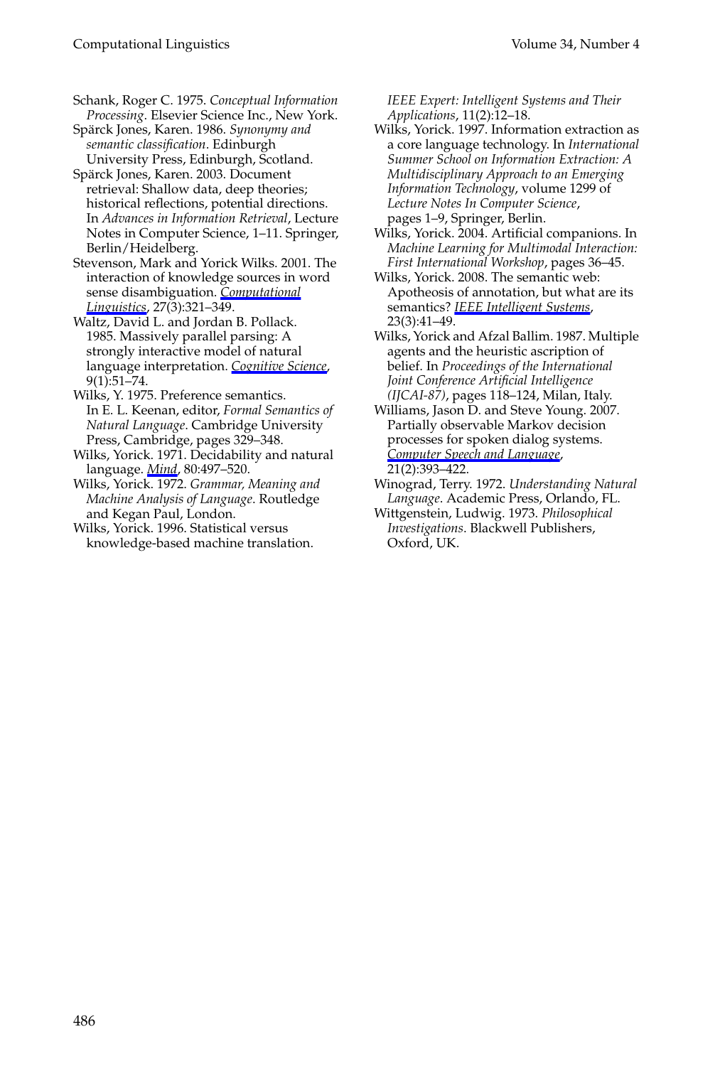Schank, Roger C. 1975. *Conceptual Information Processing*. Elsevier Science Inc., New York.

Spärck Jones, Karen. 1986. *Synonymy and semantic classification*. Edinburgh University Press, Edinburgh, Scotland.

Spärck Jones, Karen. 2003. Document retrieval: Shallow data, deep theories; historical reflections, potential directions. In *Advances in Information Retrieval*, Lecture Notes in Computer Science, 1–11. Springer, Berlin/Heidelberg.

Stevenson, Mark and Yorick Wilks. 2001. The interaction of knowledge sources in word sense disambiguation. *Computational Linguistics*, 27(3):321–349.

Waltz, David L. and Jordan B. Pollack. 1985. Massively parallel parsing: A strongly interactive model of natural language interpretation. *Cognitive Science*, 9(1):51–74.

Wilks, Y. 1975. Preference semantics. In E. L. Keenan, editor, *Formal Semantics of Natural Language*. Cambridge University Press, Cambridge, pages 329–348.

Wilks, Yorick. 1971. Decidability and natural language. *Mind*, 80:497–520.

Wilks, Yorick. 1972. *Grammar, Meaning and Machine Analysis of Language*. Routledge and Kegan Paul, London.

Wilks, Yorick. 1996. Statistical versus knowledge-based machine translation. *IEEE Expert: Intelligent Systems and Their Applications*, 11(2):12–18.

Wilks, Yorick. 1997. Information extraction as a core language technology. In *International Summer School on Information Extraction: A Multidisciplinary Approach to an Emerging Information Technology*, volume 1299 of *Lecture Notes In Computer Science*, pages 1–9, Springer, Berlin.

Wilks, Yorick. 2004. Artificial companions. In *Machine Learning for Multimodal Interaction: First International Workshop*, pages 36–45.

Wilks, Yorick. 2008. The semantic web: Apotheosis of annotation, but what are its semantics? *IEEE Intelligent Systems*, 23(3):41–49.

Wilks, Yorick and Afzal Ballim. 1987. Multiple agents and the heuristic ascription of belief. In *Proceedings of the International Joint Conference Artificial Intelligence (IJCAI-87)*, pages 118–124, Milan, Italy.

Williams, Jason D. and Steve Young. 2007. Partially observable Markov decision processes for spoken dialog systems. *Computer Speech and Language*, 21(2):393–422.

Winograd, Terry. 1972. *Understanding Natural Language*. Academic Press, Orlando, FL.

Wittgenstein, Ludwig. 1973. *Philosophical Investigations*. Blackwell Publishers, Oxford, UK.